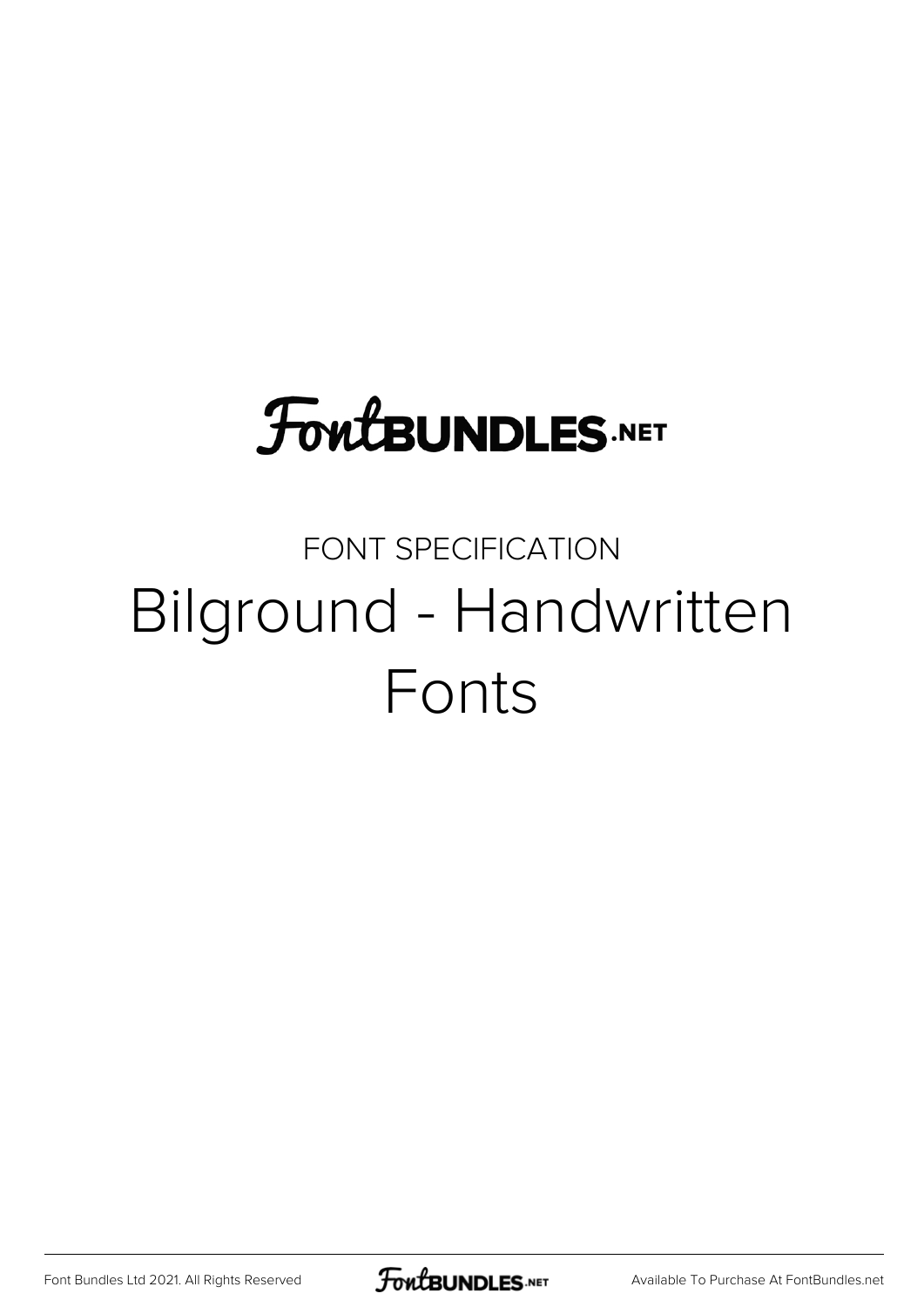FontBUNDLES.NET

FONT SPECIFICATION

# Bilground - Handwritten Fonts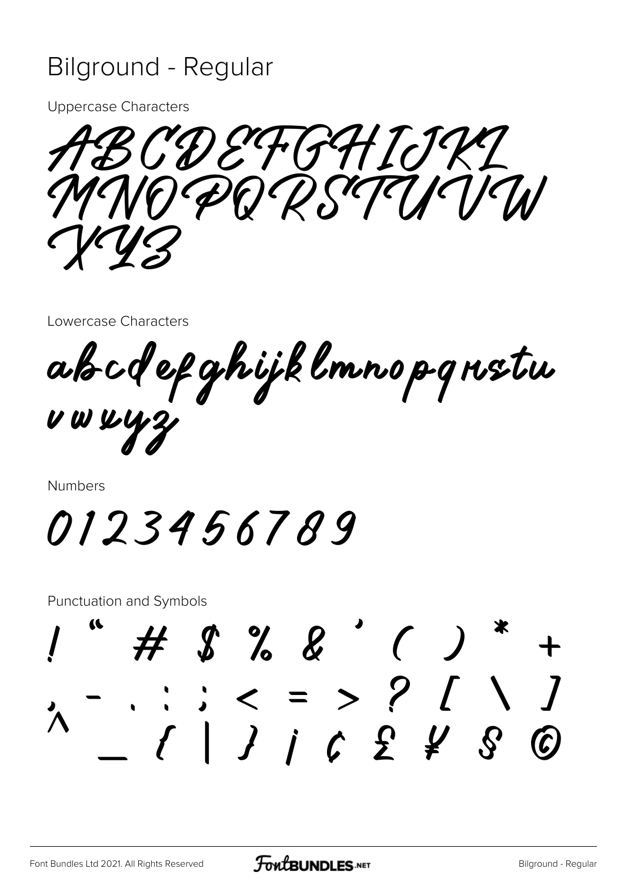# Bilground - Regular

Uppercase Characters

ABCDEFGHIJKL
MNOPQRSTUVW
XYZ

Lowercase Characters

abcdefghijklmnopqrstu
vwxyz

Numbers

0123456789

Punctuation and Symbols

! " # $ % & ' ( ) * +
, - . : ; < = > ? [ \ ]
^ _ { | } ¡ ¢ £ ¥ § ©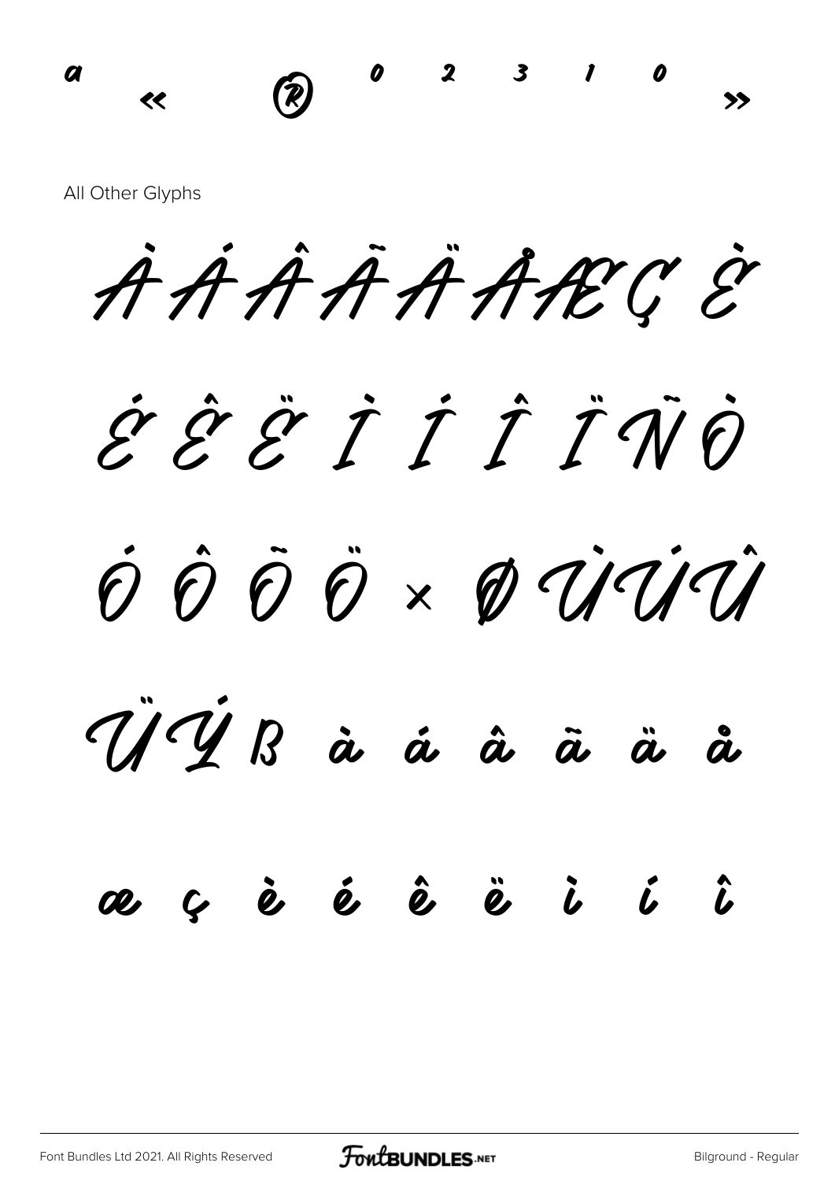ª « ® º ² ³ ¹ º »

All Other Glyphs

À Á Â Ã Ä Å Æ Ç È

É Ê Ë Ì Í Î Ï Ñ Ò

Ó Ô Õ Ö × Ø Ù Ú Û

Ü Ý ß à á â ã ä å

æ ç è é ê ë ì í î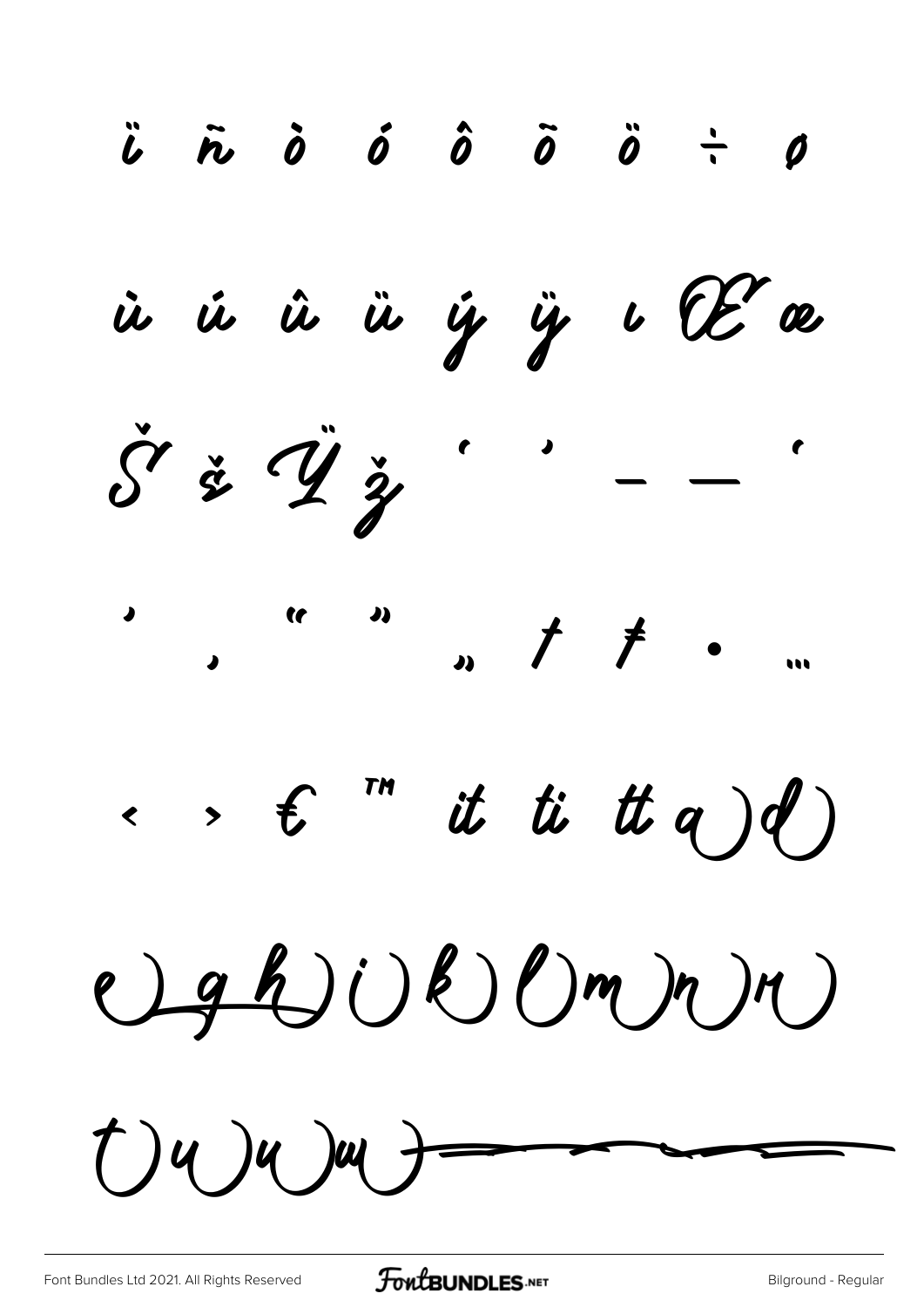ï ñ ò ó ô õ ö ÷ ø

ù ú û ü ý ÿ ı Œ œ

Š š Ÿ ž ‘ ’ – — ‘

’ ‚ “ ” „ † ‡ • …

‹ › € ™ it ti tt a) d)

e) g h) i) k) l) m) n) r)

t) u) v) w)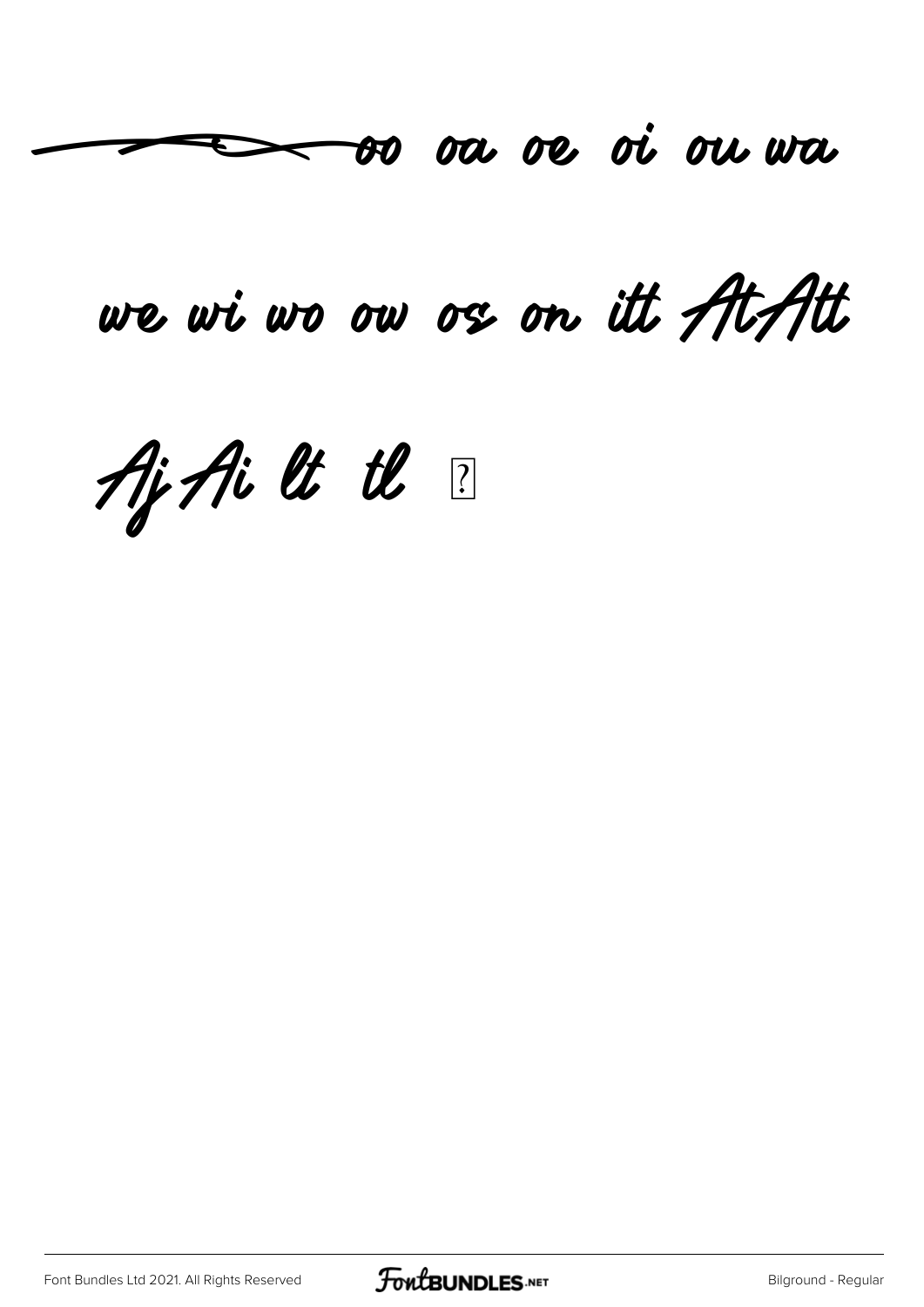oo oa oe oi ou wa

we wi wo ow os on itt At Att

Aj Ai lt tl �